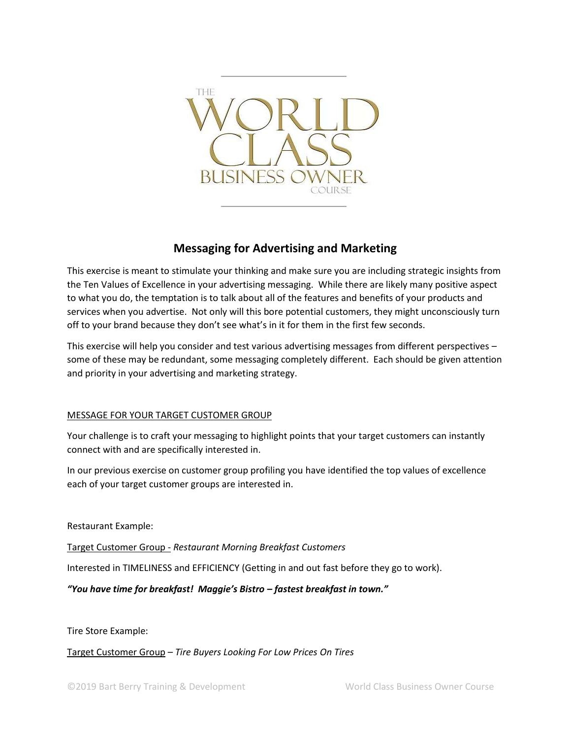THE WORLD CLASS BUSINESS OWNER COURSE

## Messaging for Advertising and Marketing

This exercise is meant to stimulate your thinking and make sure you are including strategic insights from the Ten Values of Excellence in your advertising messaging. While there are likely many positive aspect to what you do, the temptation is to talk about all of the features and benefits of your products and services when you advertise. Not only will this bore potential customers, they might unconsciously turn off to your brand because they don't see what's in it for them in the first few seconds.

This exercise will help you consider and test various advertising messages from different perspectives – some of these may be redundant, some messaging completely different. Each should be given attention and priority in your advertising and marketing strategy.

<u>MESSAGE FOR YOUR TARGET CUSTOMER GROUP</u>

Your challenge is to craft your messaging to highlight points that your target customers can instantly connect with and are specifically interested in.

In our previous exercise on customer group profiling you have identified the top values of excellence each of your target customer groups are interested in.

Restaurant Example:

<u>Target Customer Group -</u> *Restaurant Morning Breakfast Customers*

Interested in TIMELINESS and EFFICIENCY (Getting in and out fast before they go to work).

***"You have time for breakfast! Maggie's Bistro – fastest breakfast in town."***

Tire Store Example:

<u>Target Customer Group</u> – *Tire Buyers Looking For Low Prices On Tires*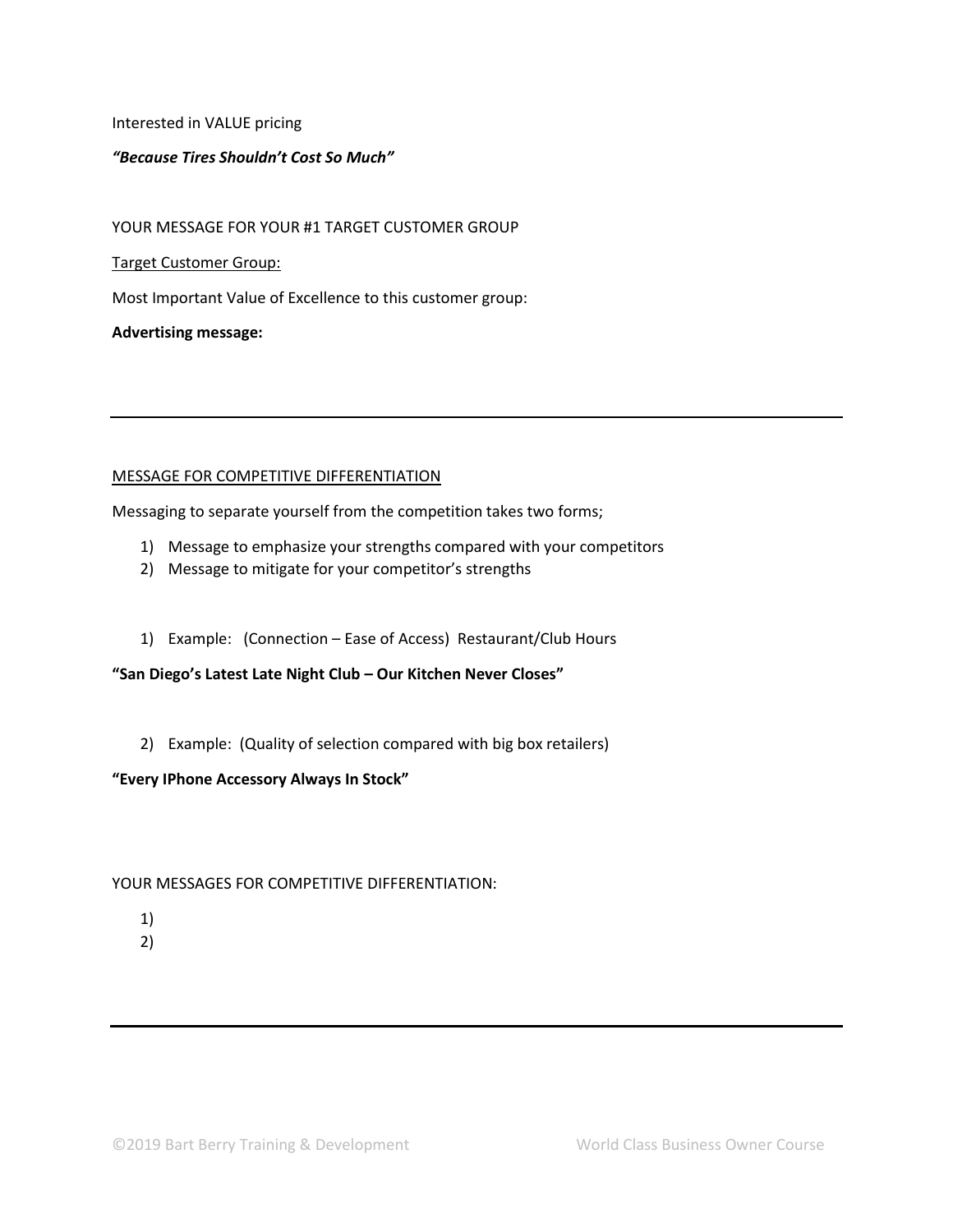Interested in VALUE pricing

***"Because Tires Shouldn't Cost So Much"***

YOUR MESSAGE FOR YOUR #1 TARGET CUSTOMER GROUP

<u>Target Customer Group:</u>

Most Important Value of Excellence to this customer group:

**Advertising message:**

---

<u>MESSAGE FOR COMPETITIVE DIFFERENTIATION</u>

Messaging to separate yourself from the competition takes two forms;

1) Message to emphasize your strengths compared with your competitors
2) Message to mitigate for your competitor's strengths

1) Example: (Connection – Ease of Access) Restaurant/Club Hours

**"San Diego's Latest Late Night Club – Our Kitchen Never Closes"**

2) Example: (Quality of selection compared with big box retailers)

**"Every IPhone Accessory Always In Stock"**

YOUR MESSAGES FOR COMPETITIVE DIFFERENTIATION:

1)
2)

---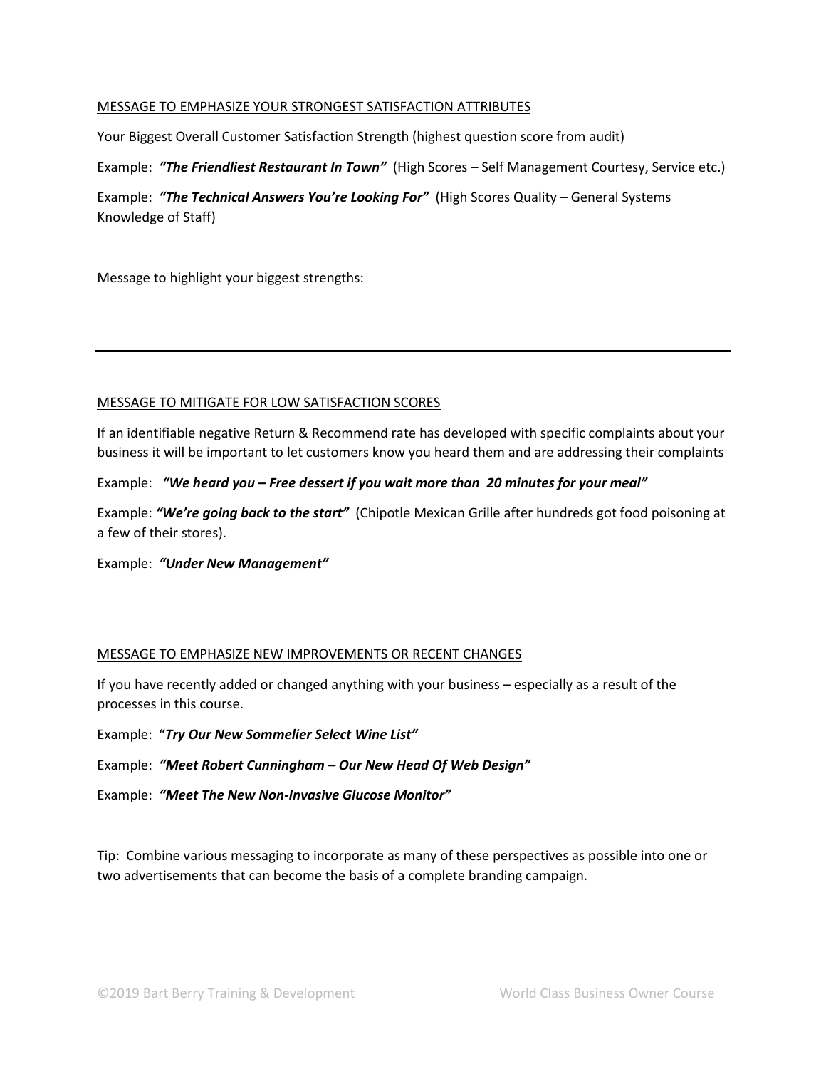MESSAGE TO EMPHASIZE YOUR STRONGEST SATISFACTION ATTRIBUTES

Your Biggest Overall Customer Satisfaction Strength (highest question score from audit)

Example: ***"The Friendliest Restaurant In Town"*** (High Scores – Self Management Courtesy, Service etc.)

Example: ***"The Technical Answers You're Looking For"*** (High Scores Quality – General Systems Knowledge of Staff)

Message to highlight your biggest strengths:

---

MESSAGE TO MITIGATE FOR LOW SATISFACTION SCORES

If an identifiable negative Return & Recommend rate has developed with specific complaints about your business it will be important to let customers know you heard them and are addressing their complaints

Example: ***"We heard you – Free dessert if you wait more than 20 minutes for your meal"***

Example: ***"We're going back to the start"*** (Chipotle Mexican Grille after hundreds got food poisoning at a few of their stores).

Example: ***"Under New Management"***

MESSAGE TO EMPHASIZE NEW IMPROVEMENTS OR RECENT CHANGES

If you have recently added or changed anything with your business – especially as a result of the processes in this course.

Example: "***Try Our New Sommelier Select Wine List"***

Example: ***"Meet Robert Cunningham – Our New Head Of Web Design"***

Example: ***"Meet The New Non-Invasive Glucose Monitor"***

Tip: Combine various messaging to incorporate as many of these perspectives as possible into one or two advertisements that can become the basis of a complete branding campaign.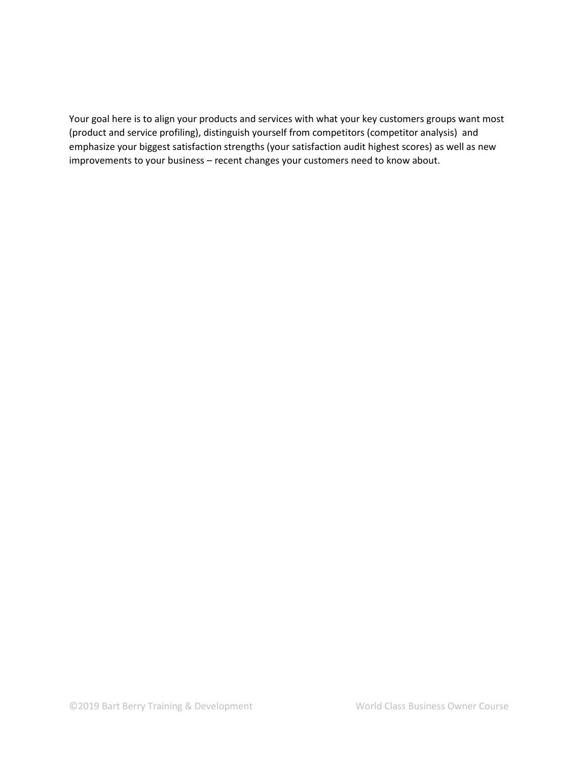Your goal here is to align your products and services with what your key customers groups want most (product and service profiling), distinguish yourself from competitors (competitor analysis) and emphasize your biggest satisfaction strengths (your satisfaction audit highest scores) as well as new improvements to your business – recent changes your customers need to know about.